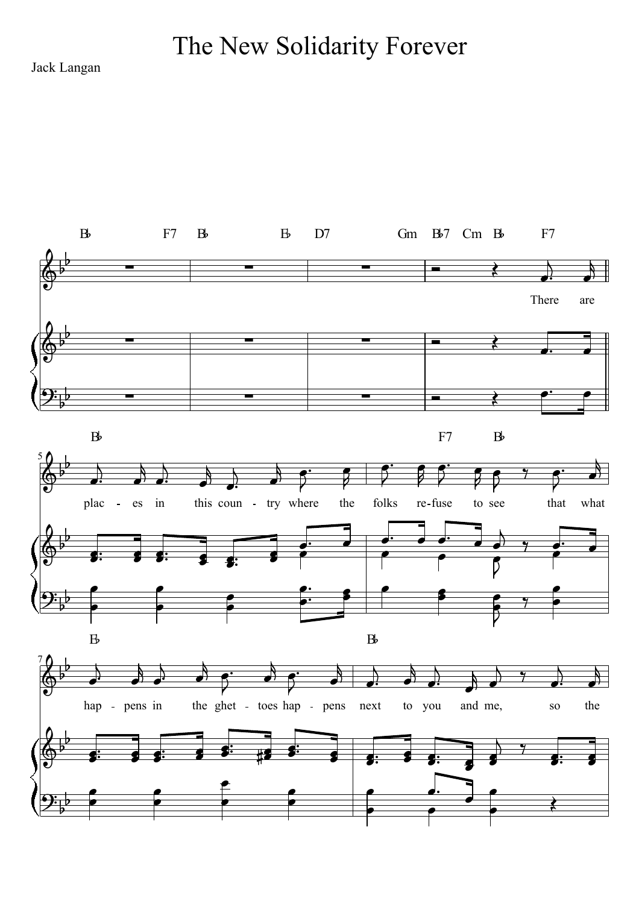# The New Solidarity Forever

Jack Langan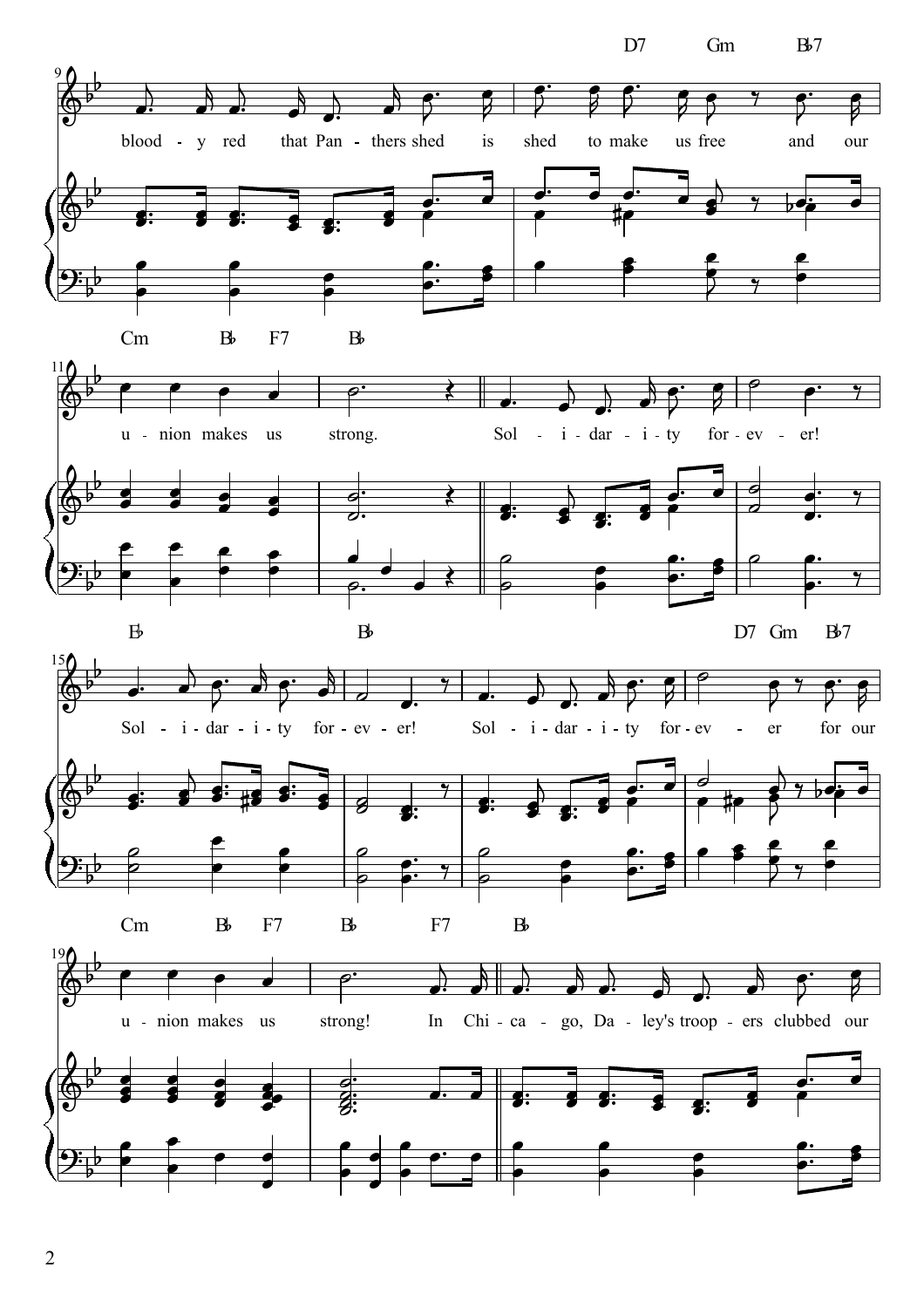D7 Gm B♭7

blood - y red that Pan - thers shed is shed to make us free and our

Cm B♭ F7 B♭

u - nion makes us strong. Sol - i - dar - i - ty for - ev - er!

E♭ B♭ D7 Gm B♭7

Sol - i - dar - i - ty for - ev - er! Sol - i - dar - i - ty for - ev - er for our

Cm B♭ F7 B♭ F7 B♭

u - nion makes us strong! In Chi - ca - go, Da - ley's troop - ers clubbed our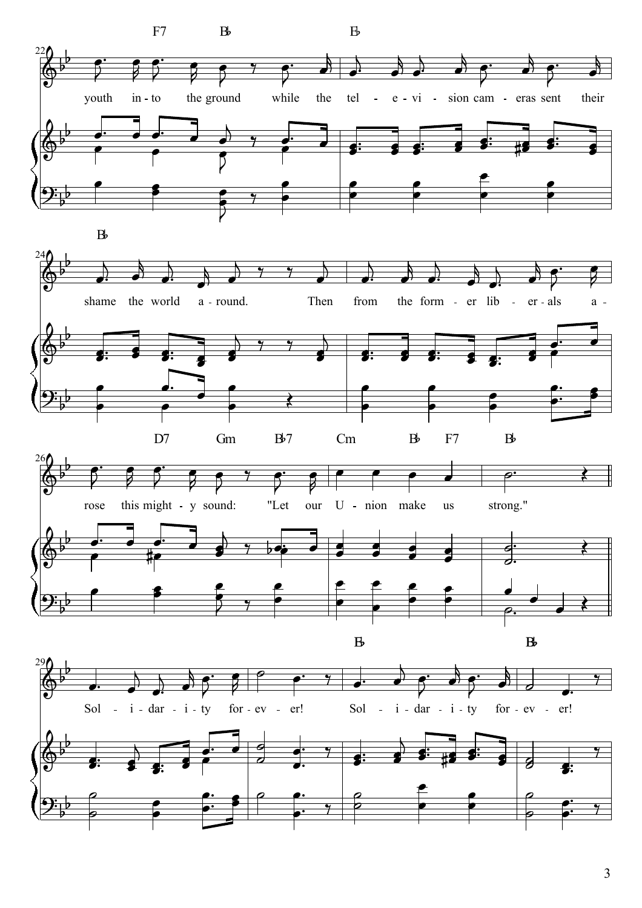youth into the ground while the television cameras sent their shame the world around. Then from the former liberals arose this mighty sound: "Let our Union make us strong."

Solidarity forever! Solidarity forever!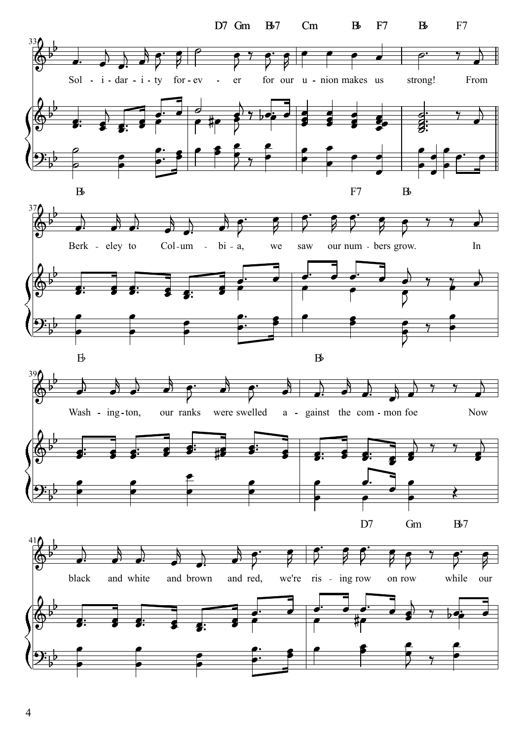D7 Gm B♭7 Cm B♭ F7 B♭ F7

Sol - i - dar - i - ty for - ev - er for our u - nion makes us strong! From

B♭ F7 B♭

Berk - eley to Col - um - bi - a, we saw our num - bers grow. In

E♭ B♭

Wash - ing - ton, our ranks were swelled a - gainst the com - mon foe Now

D7 Gm B♭7

black and white and brown and red, we're ris - ing row on row while our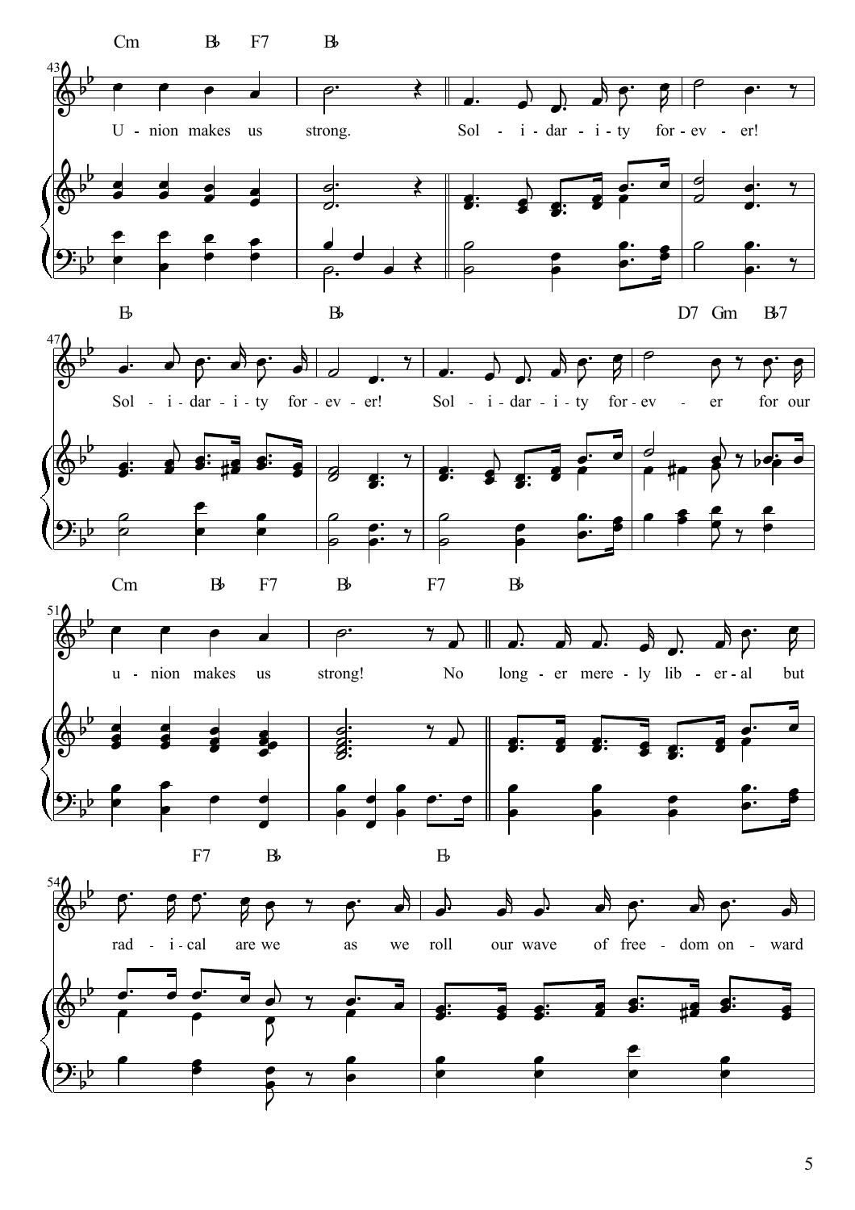Cm Bb F7 Bb

43 Union makes us strong. Solidarity forever!

Eb Bb D7 Gm Bb7

47 Solidarity forever! Solidarity forever for our

Cm Bb F7 Bb F7 Bb

51 union makes us strong! No longer merely liberal but

F7 Bb Eb

54 radical are we as we roll our wave of freedom onward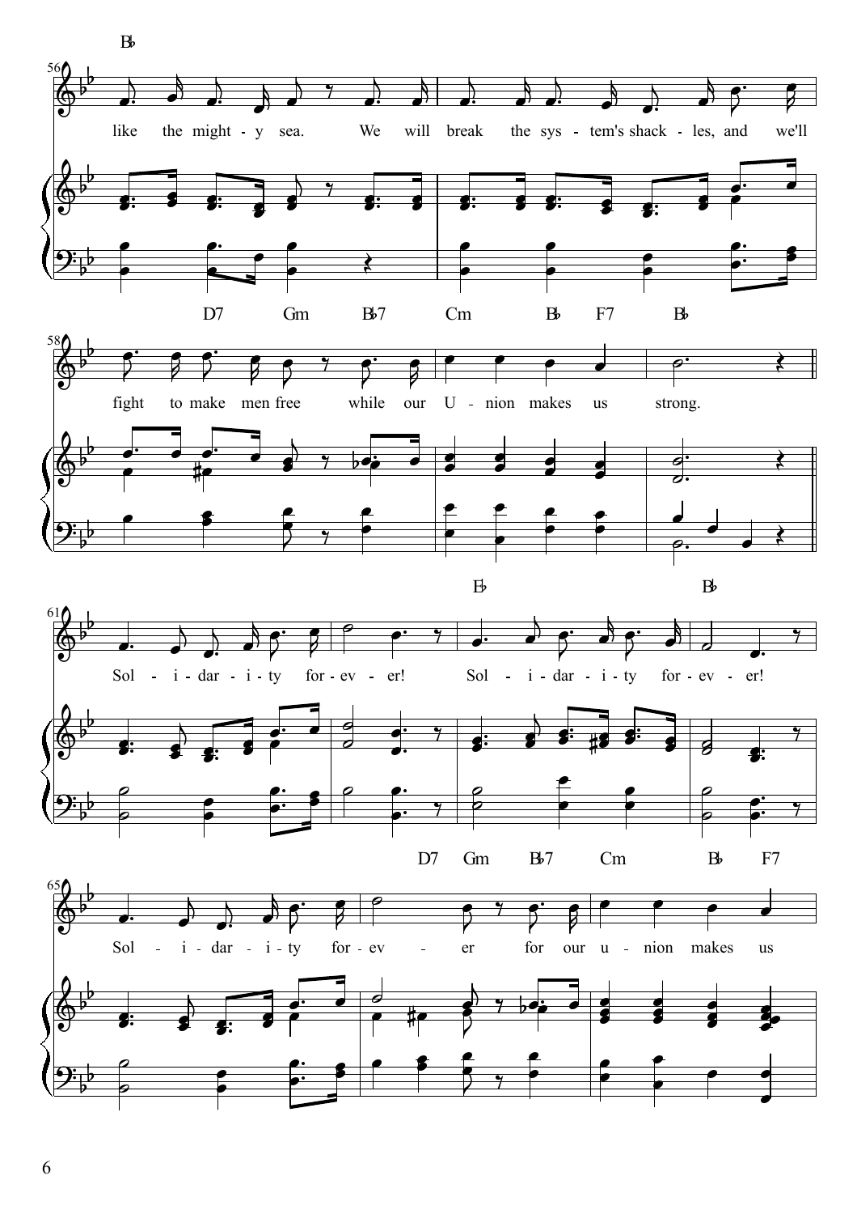B♭

56

like the might - y sea. We will break the sys - tem's shack - les, and we'll

D7 Gm B♭7 Cm B♭ F7 B♭

58

fight to make men free while our U - nion makes us strong.

E♭ B♭

61

Sol - i - dar - i - ty for - ev - er! Sol - i - dar - i - ty for - ev - er!

D7 Gm B♭7 Cm B♭ F7

65

Sol - i - dar - i - ty for - ev - er for our u - nion makes us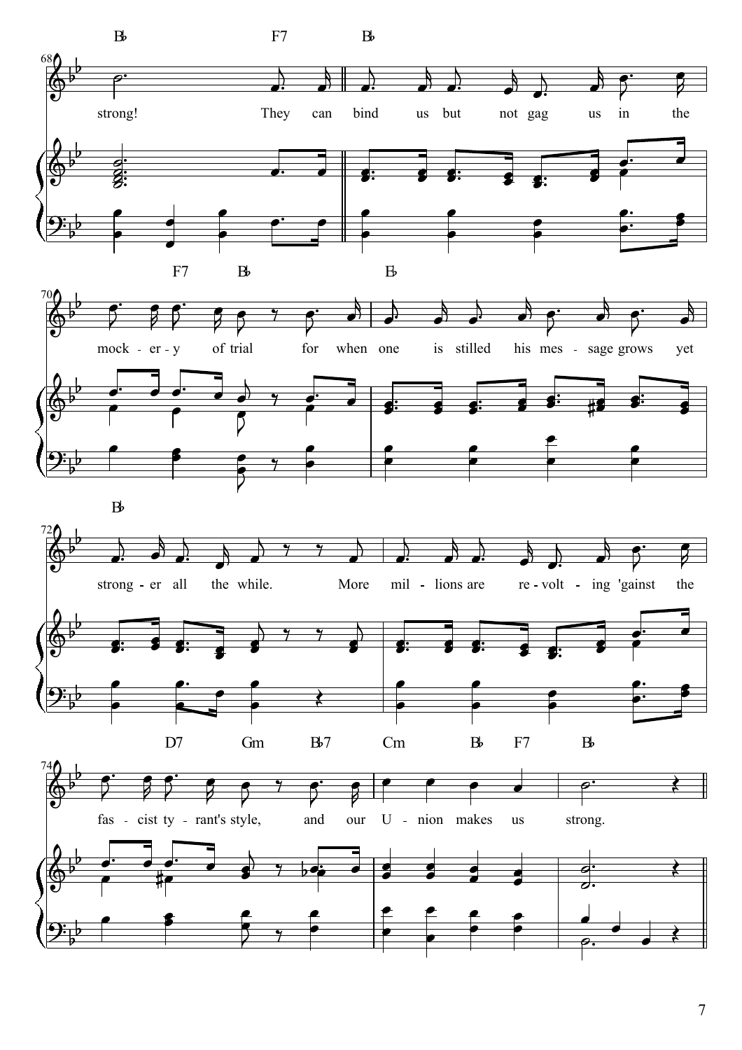strong! They can bind us but not gag us in the mock - er - y of trial for when one is stilled his mes - sage grows yet strong - er all the while. More mil - lions are re - volt - ing 'gainst the fas - cist ty - rant's style, and our U - nion makes us strong.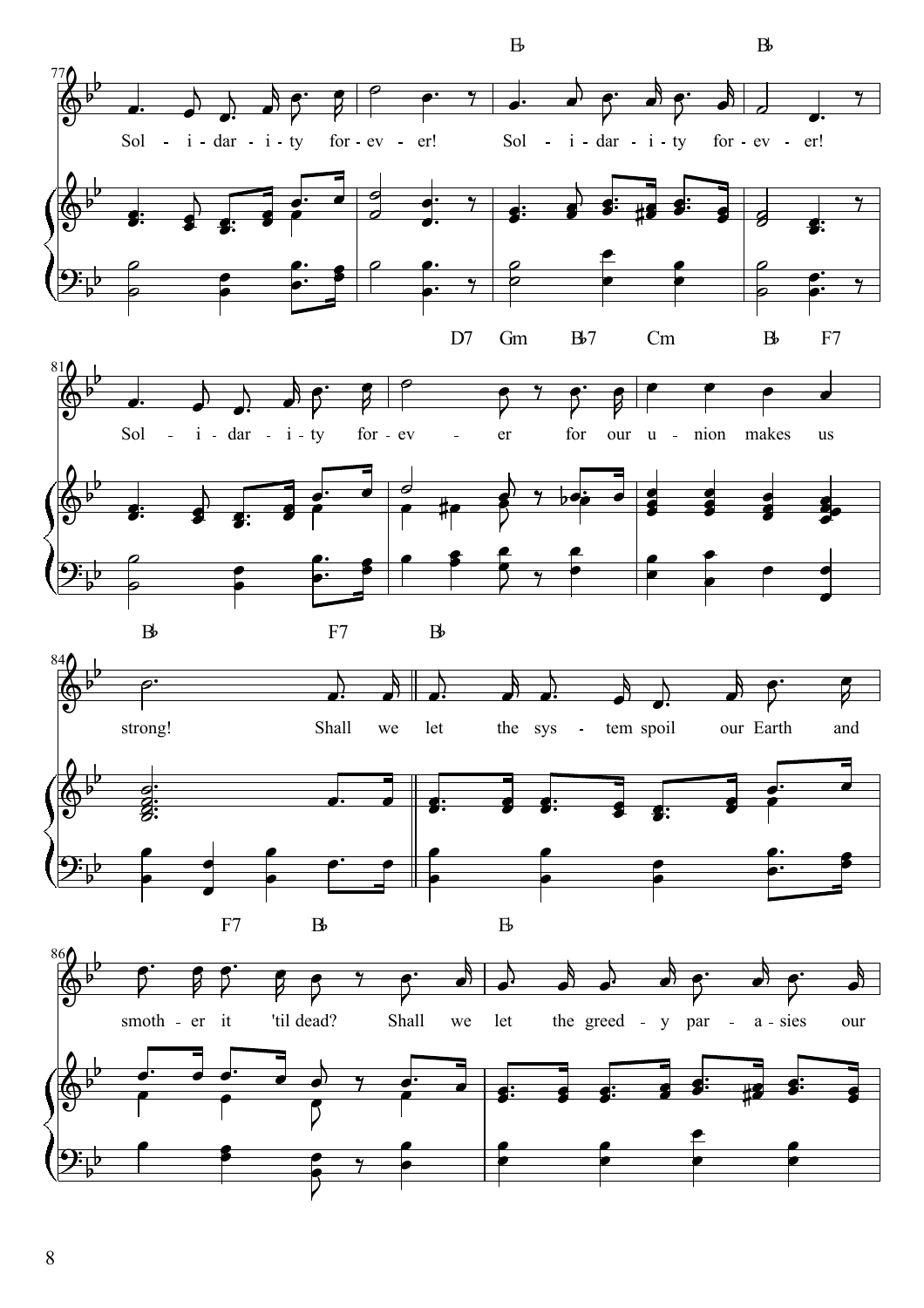Sol - i - dar - i - ty for - ev - er! Sol - i - dar - i - ty for - ev - er!

Sol - i - dar - i - ty for - ev - er for our u - nion makes us

strong! Shall we let the sys - tem spoil our Earth and

smoth - er it 'til dead? Shall we let the greed - y par - a - sies our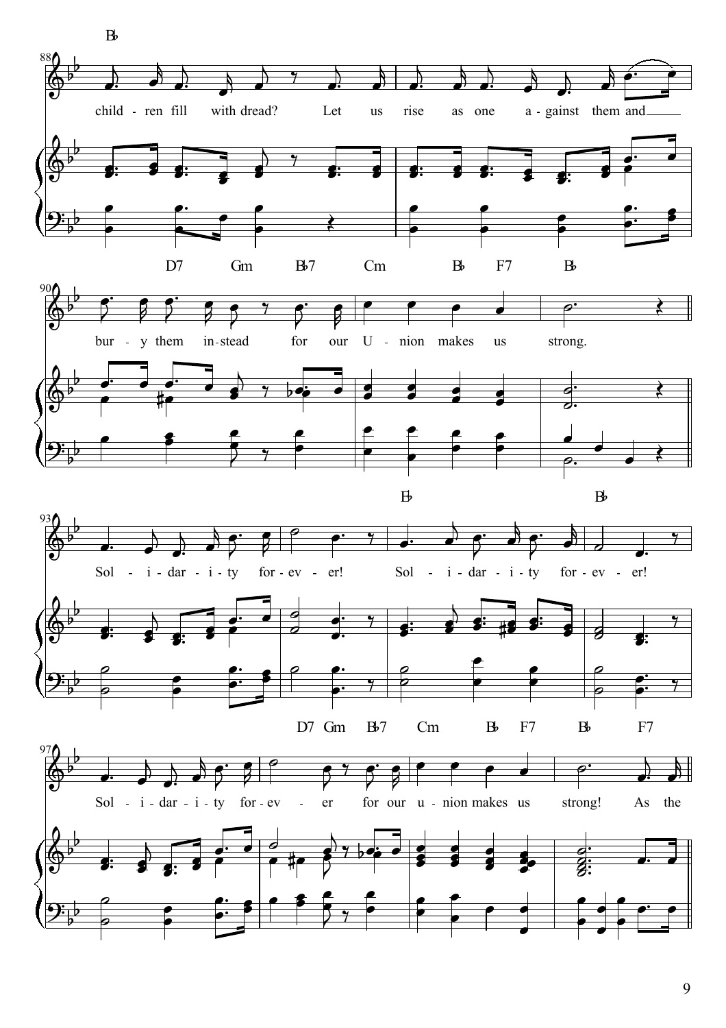Bb

88 child - ren fill with dread? Let us rise as one a - gainst them and ___

D7 Gm Bb7 Cm Bb F7 Bb

90 bur - y them in - stead for our U - nion makes us strong.

Eb Bb

93 Sol - i - dar - i - ty for - ev - er! Sol - i - dar - i - ty for - ev - er!

D7 Gm Bb7 Cm Bb F7 Bb F7

97 Sol - i - dar - i - ty for - ev - er for our u - nion makes us strong! As the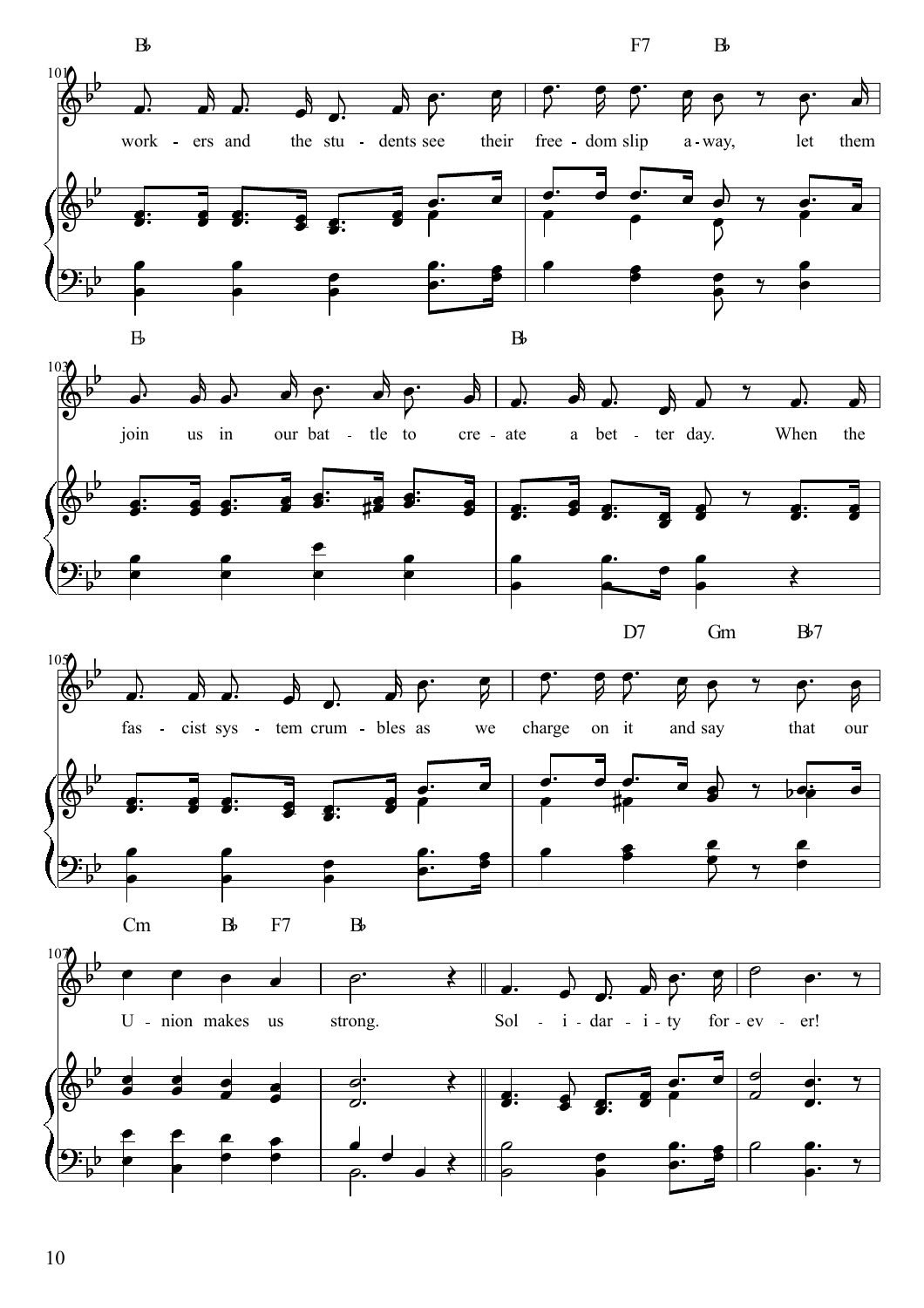Bb F7 Bb

work - ers and the stu - dents see their free - dom slip a - way, let them

Eb Bb

join us in our bat - tle to cre - ate a bet - ter day. When the

D7 Gm Bb7

fas - cist sys - tem crum - bles as we charge on it and say that our

Cm Bb F7 Bb

U - nion makes us strong. Sol - i - dar - i - ty for - ev - er!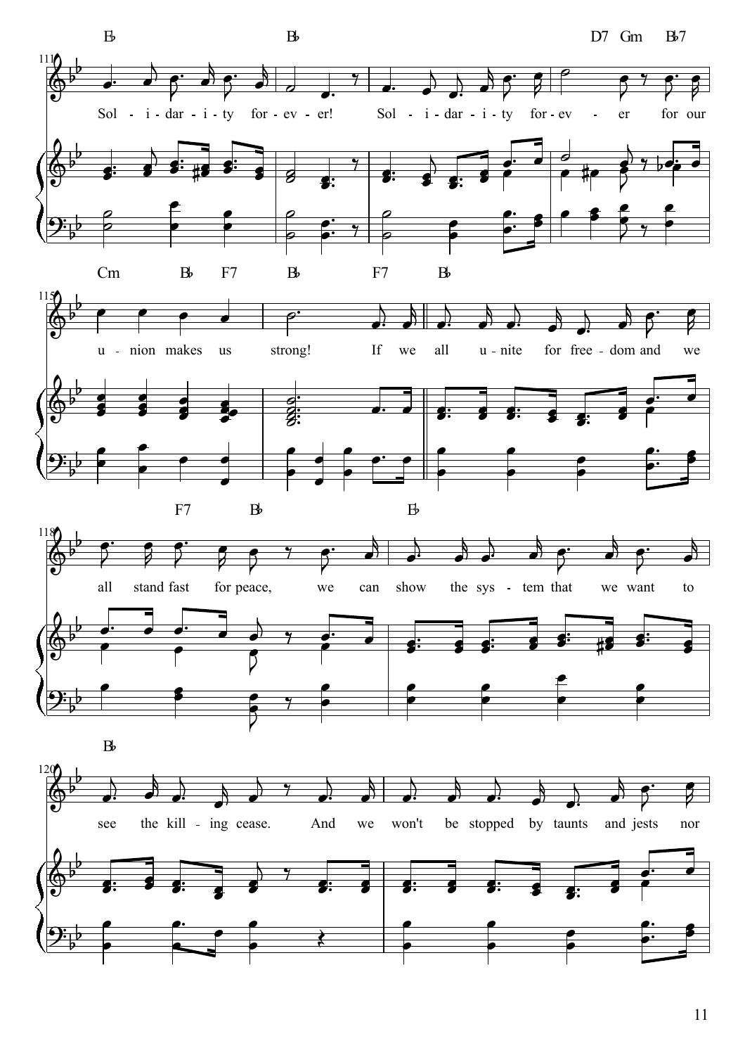Sol - i - dar - i - ty for - ev - er! Sol - i - dar - i - ty for - ev - er for our

u - nion makes us strong! If we all u - nite for free - dom and we

all stand fast for peace, we can show the sys - tem that we want to

see the kill - ing cease. And we won't be stopped by taunts and jests nor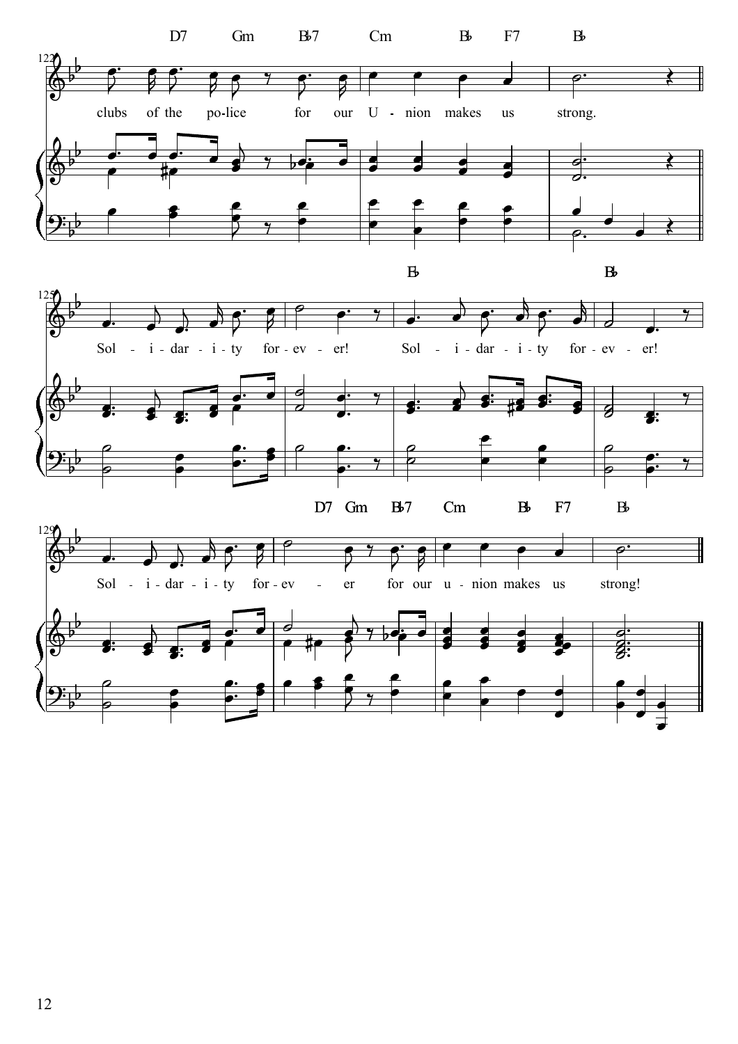122

D7 Gm B♭7 Cm B♭ F7 B♭

clubs of the po-lice for our U - nion makes us strong.

125

E♭ B♭

Sol - i - dar - i - ty for - ev - er! Sol - i - dar - i - ty for - ev - er!

129

D7 Gm B♭7 Cm B♭ F7 B♭

Sol - i - dar - i - ty for - ev - er for our u - nion makes us strong!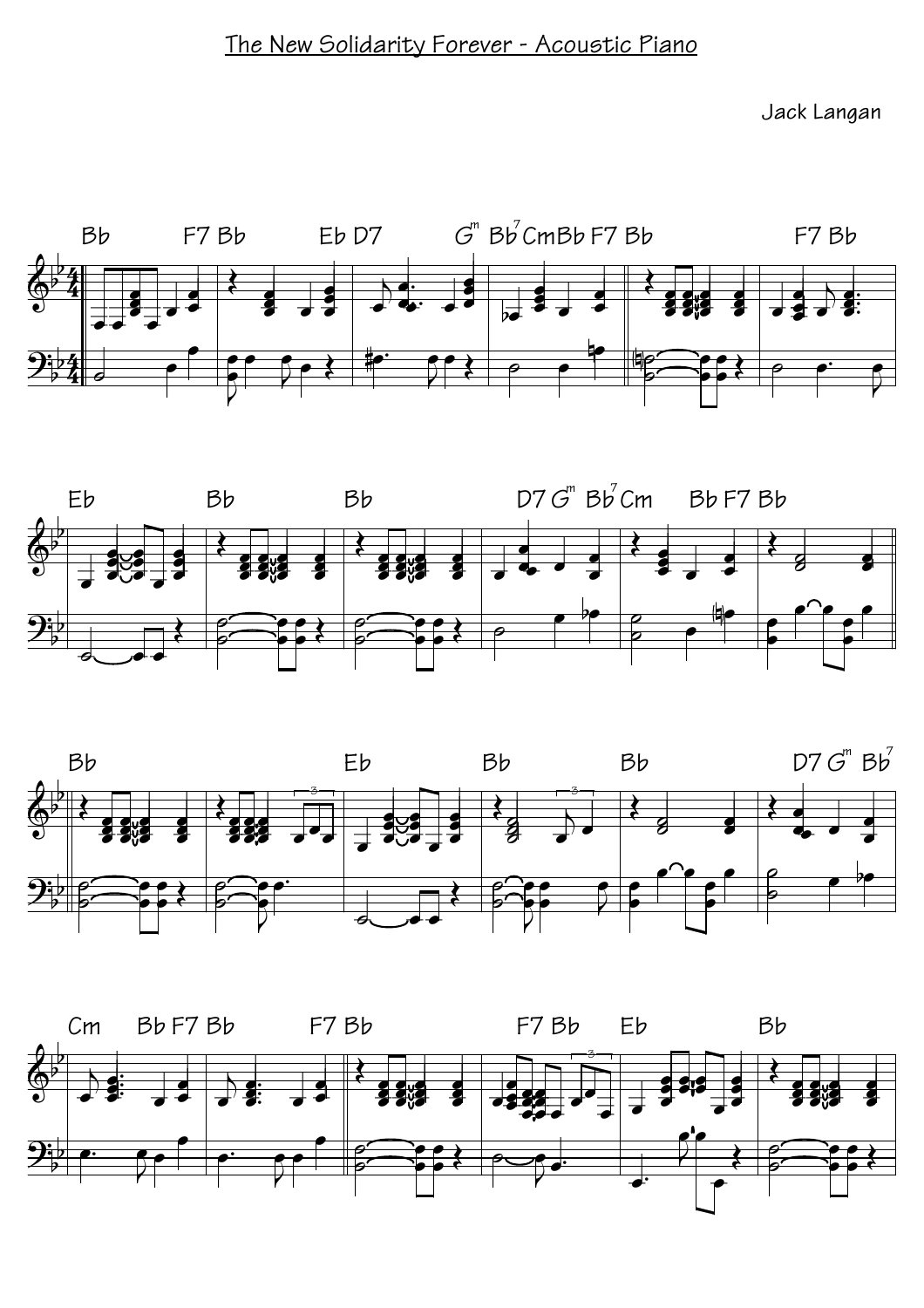# The New Solidarity Forever - Acoustic Piano

Jack Langan

Bb F7 Bb Eb D7 Gm Bb7 Cm Bb F7 Bb F7 Bb

Eb Bb Bb D7 Gm Bb7 Cm Bb F7 Bb

Bb Eb Bb Bb D7 Gm Bb7

Cm Bb F7 Bb F7 Bb F7 Bb Eb Bb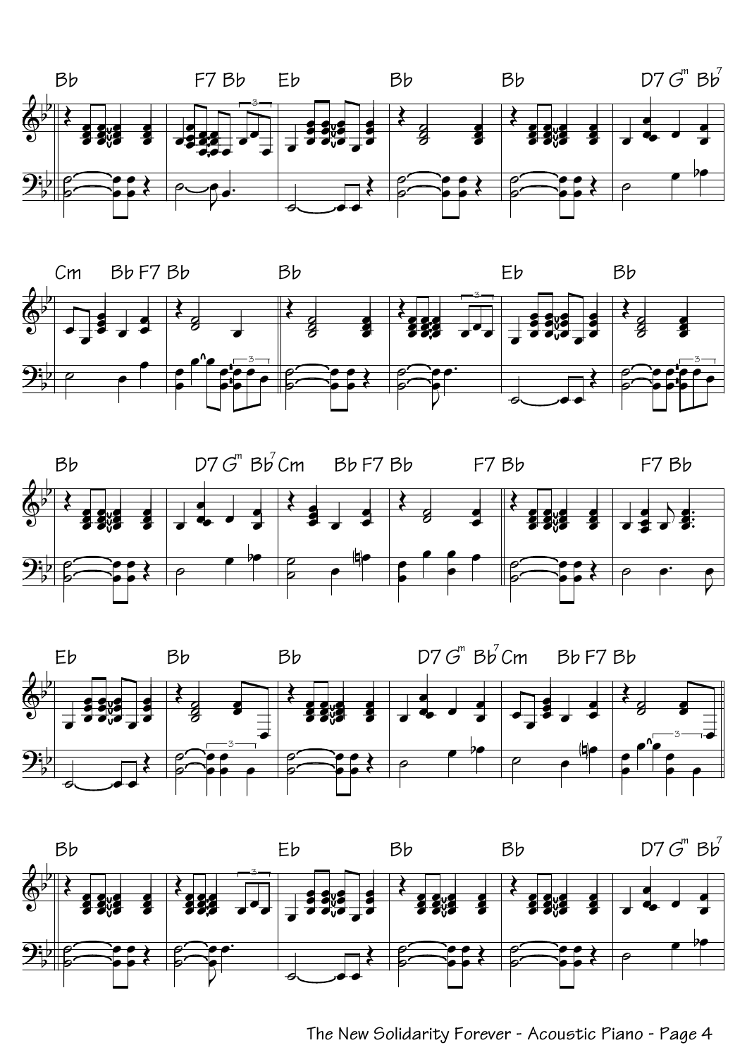Bb F7 Bb Eb Bb Bb D7 Gm Bb7

Cm Bb F7 Bb Bb Eb Bb

Bb D7 Gm Bb7 Cm Bb F7 Bb F7 Bb F7 Bb

Eb Bb Bb D7 Gm Bb7 Cm Bb F7 Bb

Bb Eb Bb Bb D7 Gm Bb7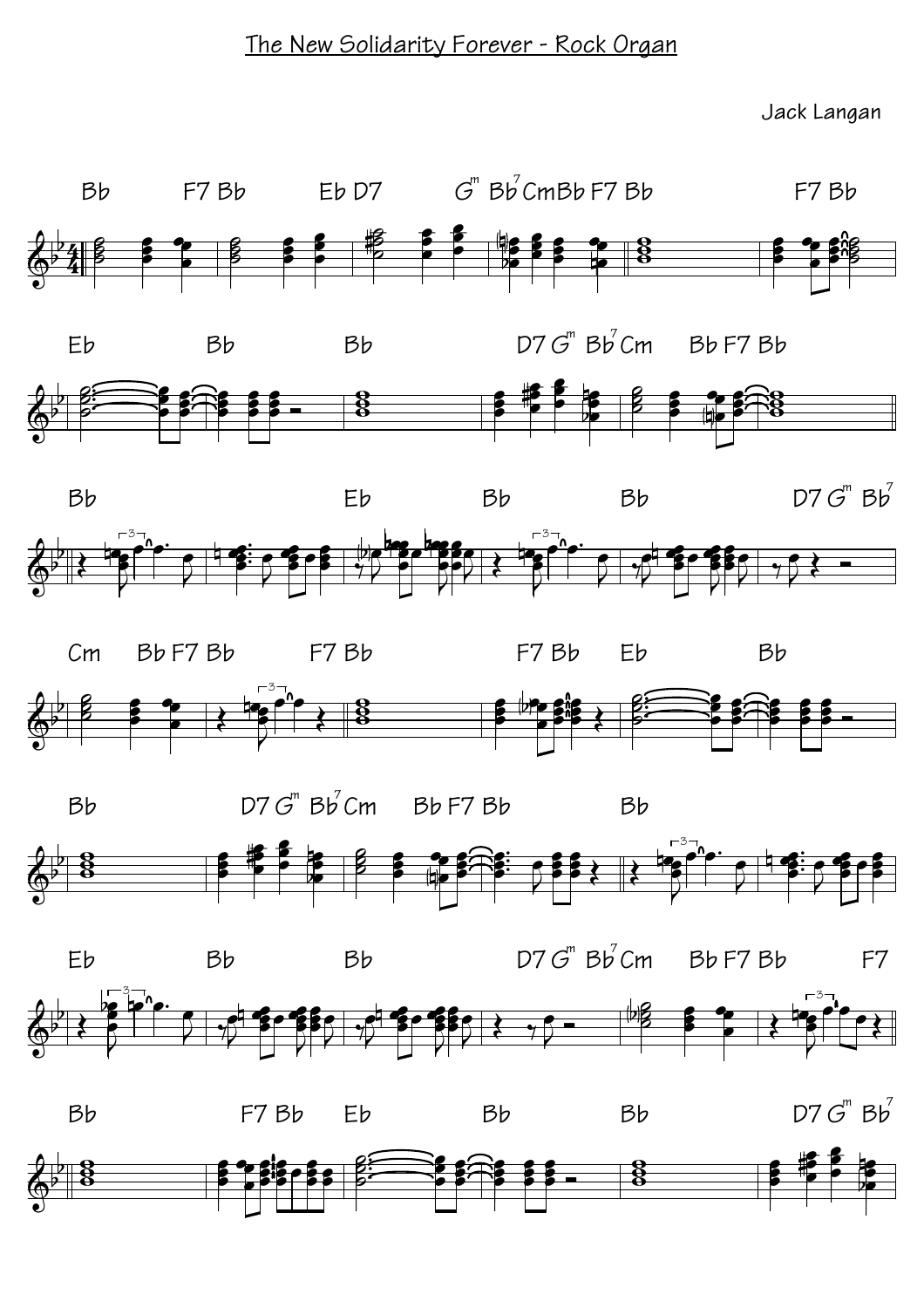# The New Solidarity Forever - Rock Organ

Jack Langan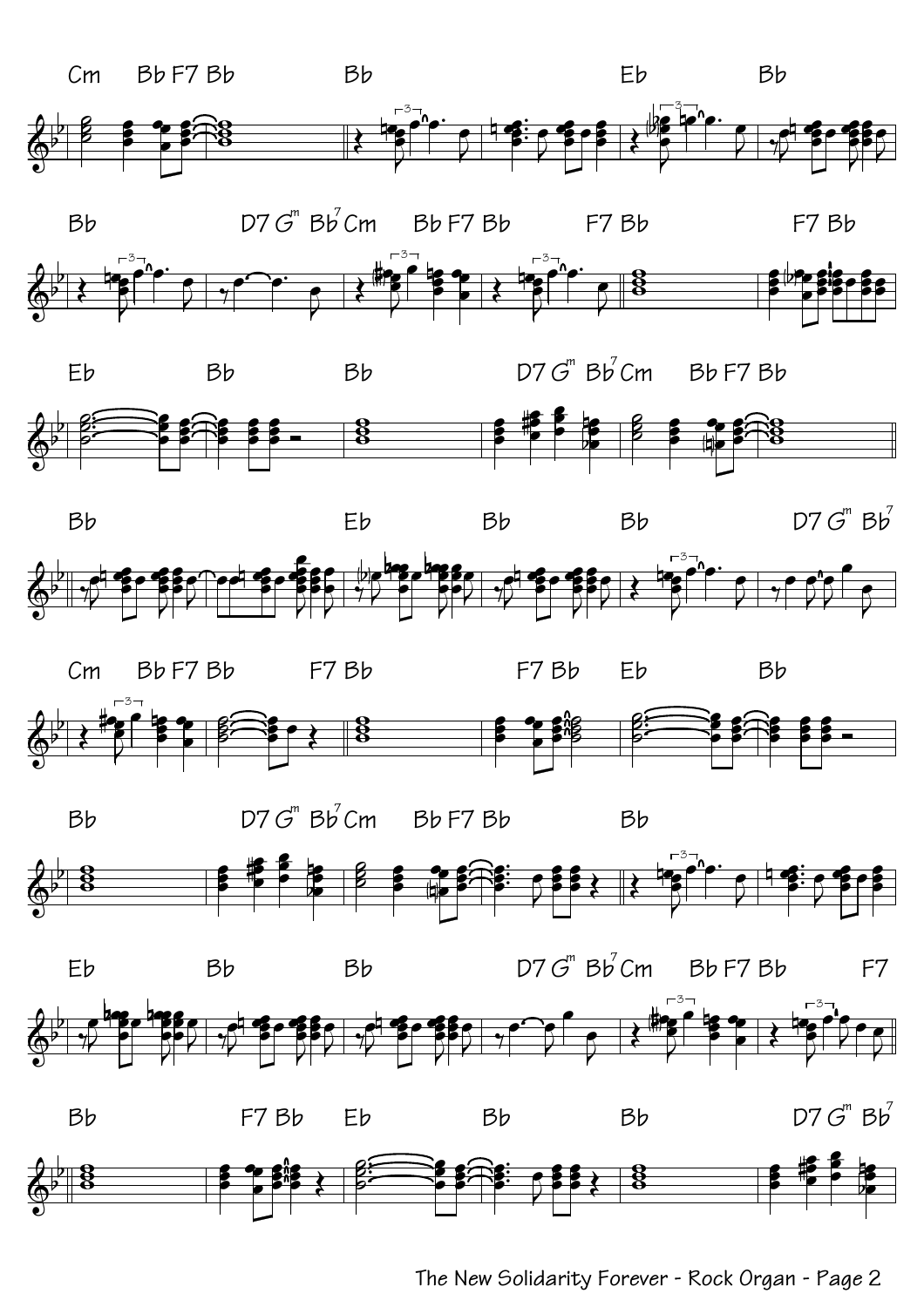Cm Bb F7 Bb Bb Eb Bb

Bb D7 Gm Bb7 Cm Bb F7 Bb F7 Bb F7 Bb

Eb Bb Bb D7 Gm Bb7 Cm Bb F7 Bb

Bb Eb Bb Bb D7 Gm Bb7

Cm Bb F7 Bb F7 Bb F7 Bb Eb Bb

Bb D7 Gm Bb7 Cm Bb F7 Bb Bb

Eb Bb Bb D7 Gm Bb7 Cm Bb F7 Bb F7

Bb F7 Bb Eb Bb Bb D7 Gm Bb7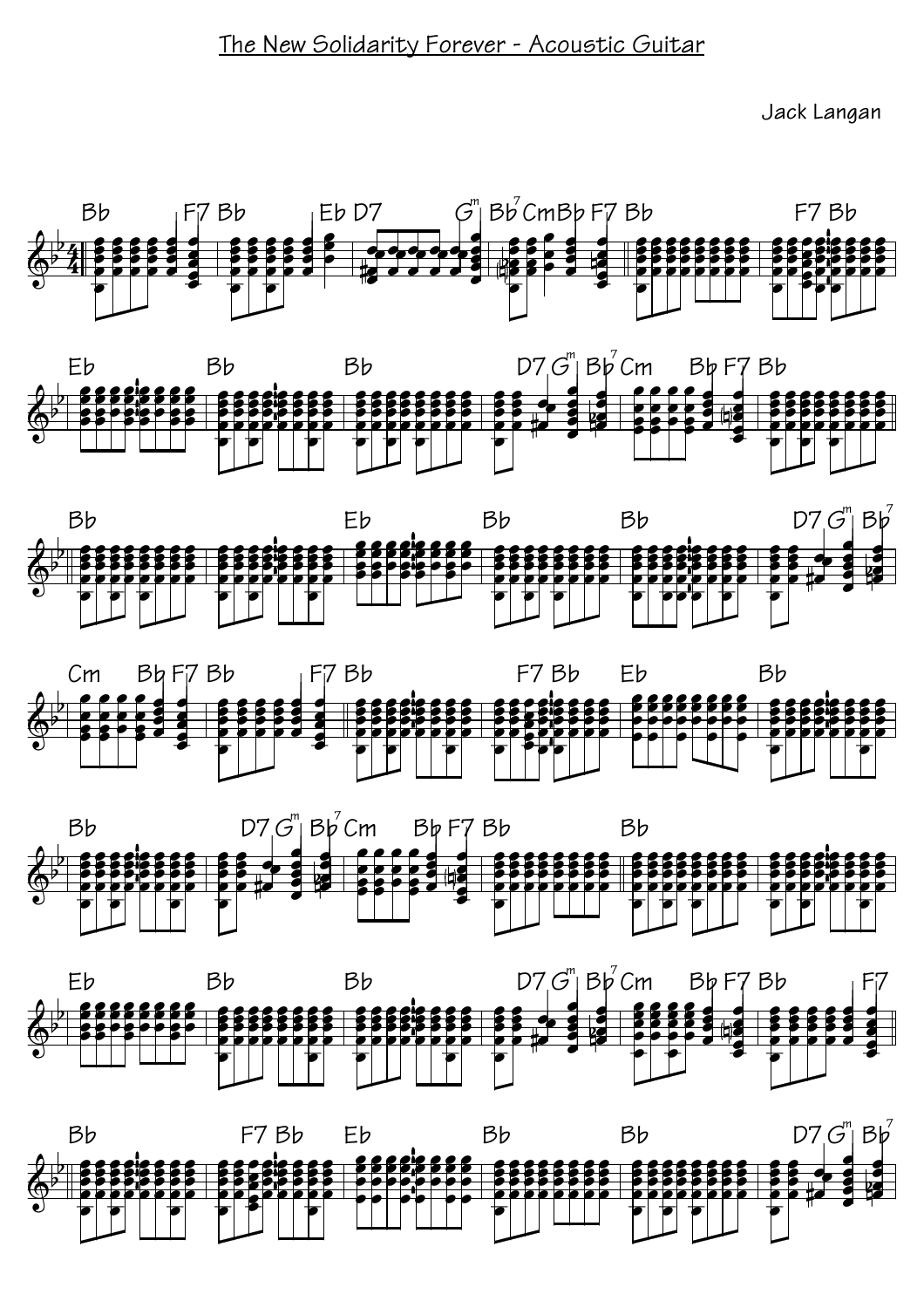# The New Solidarity Forever - Acoustic Guitar

Jack Langan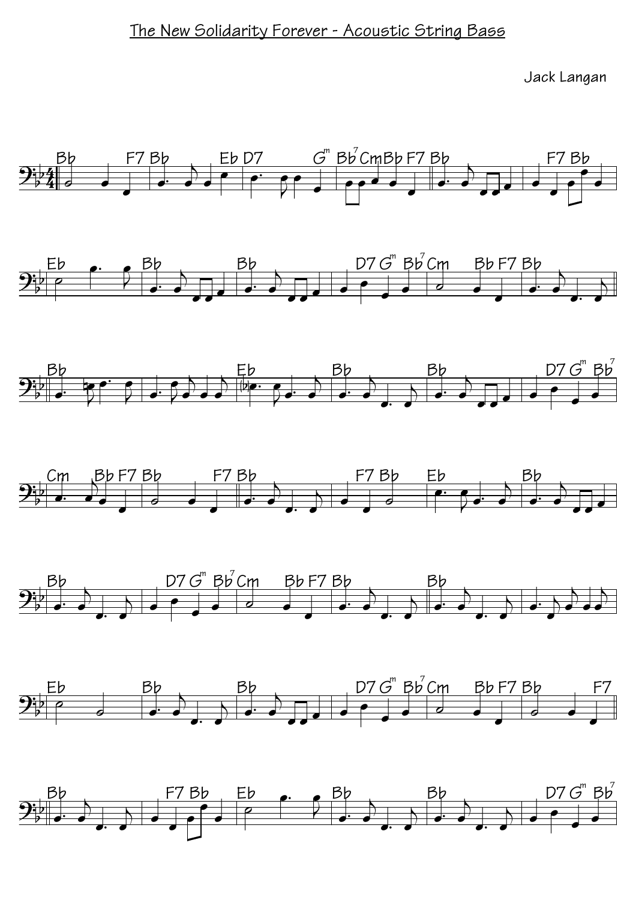# The New Solidarity Forever - Acoustic String Bass

Jack Langan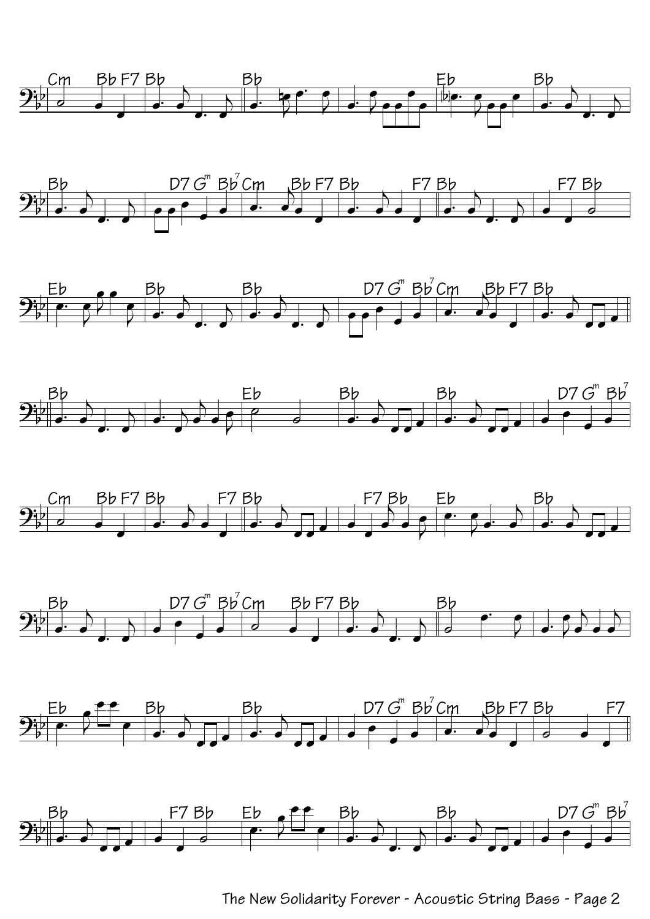Cm Bb F7 Bb | Bb | | Eb | Bb

Bb | D7 Gm Bb7 | Cm Bb F7 | Bb F7 | Bb | F7 Bb

Eb | Bb | Bb | D7 Gm Bb7 | Cm Bb F7 | Bb

Bb | | Eb | Bb | Bb | D7 Gm Bb7

Cm Bb F7 | Bb F7 | Bb | F7 Bb | Eb | Bb

Bb | D7 Gm Bb7 | Cm Bb F7 | Bb | Bb |

Eb | Bb | Bb | D7 Gm Bb7 | Cm Bb F7 | Bb F7

Bb | F7 Bb | Eb | Bb | Bb | D7 Gm Bb7